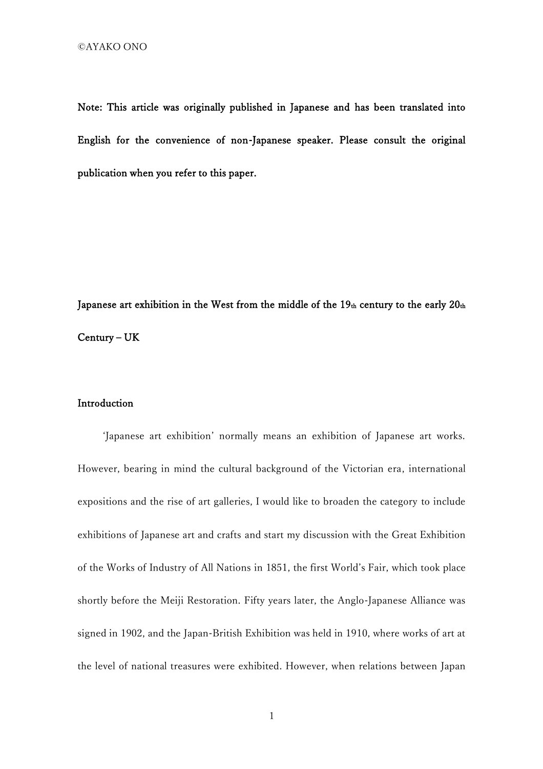©AYAKO ONO

**Note: This article was originally published in Japanese and has been translated into English for the convenience of non-Japanese speaker. Please consult the original publication when you refer to this paper.**

# Japanese art exhibition in the West from the middle of the 19th century to the early 20th Century – UK

## Introduction

'Japanese art exhibition' normally means an exhibition of Japanese art works. However, bearing in mind the cultural background of the Victorian era, international expositions and the rise of art galleries, I would like to broaden the category to include exhibitions of Japanese art and crafts and start my discussion with the Great Exhibition of the Works of Industry of All Nations in 1851, the first World's Fair, which took place shortly before the Meiji Restoration. Fifty years later, the Anglo-Japanese Alliance was signed in 1902, and the Japan-British Exhibition was held in 1910, where works of art at the level of national treasures were exhibited. However, when relations between Japan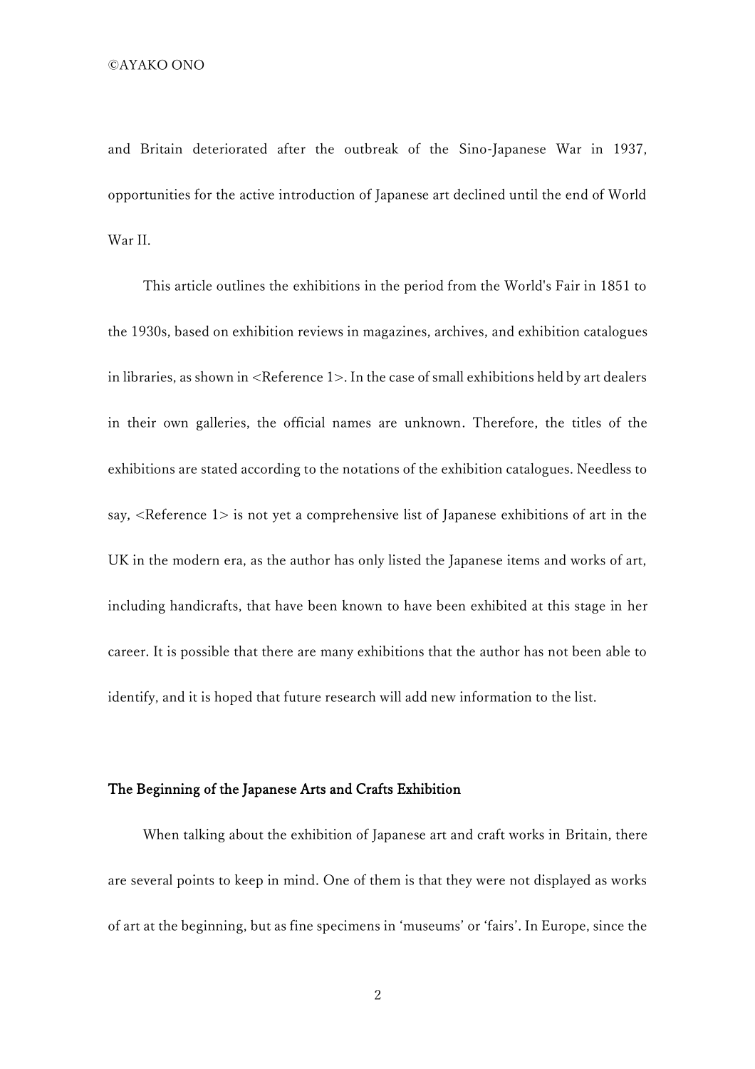and Britain deteriorated after the outbreak of the Sino-Japanese War in 1937, opportunities for the active introduction of Japanese art declined until the end of World War II.

This article outlines the exhibitions in the period from the World's Fair in 1851 to the 1930s, based on exhibition reviews in magazines, archives, and exhibition catalogues in libraries, as shown in <Reference 1>. In the case of small exhibitions held by art dealers in their own galleries, the official names are unknown. Therefore, the titles of the exhibitions are stated according to the notations of the exhibition catalogues. Needless to say, <Reference 1> is not yet a comprehensive list of Japanese exhibitions of art in the UK in the modern era, as the author has only listed the Japanese items and works of art, including handicrafts, that have been known to have been exhibited at this stage in her career. It is possible that there are many exhibitions that the author has not been able to identify, and it is hoped that future research will add new information to the list.

## The Beginning of the Japanese Arts and Crafts Exhibition

When talking about the exhibition of Japanese art and craft works in Britain, there are several points to keep in mind. One of them is that they were not displayed as works of art at the beginning, but as fine specimens in 'museums' or 'fairs'. In Europe, since the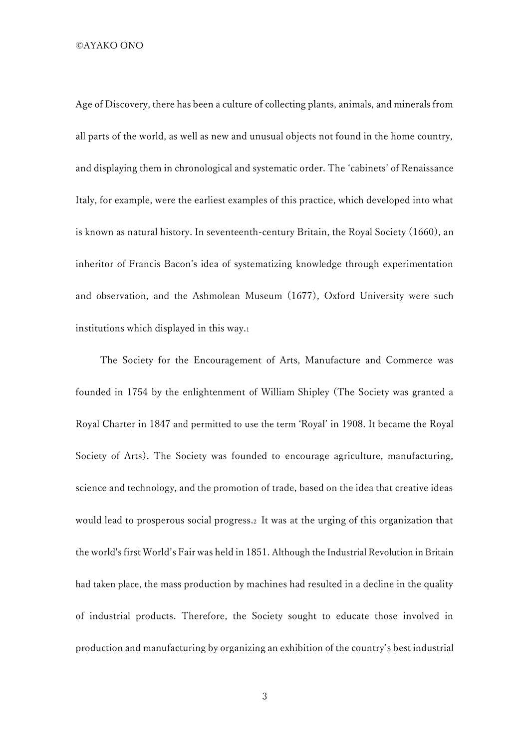Age of Discovery, there has been a culture of collecting plants, animals, and minerals from all parts of the world, as well as new and unusual objects not found in the home country, and displaying them in chronological and systematic order. The 'cabinets' of Renaissance Italy, for example, were the earliest examples of this practice, which developed into what is known as natural history. In seventeenth-century Britain, the Royal Society (1660), an inheritor of Francis Bacon's idea of systematizing knowledge through experimentation and observation, and the Ashmolean Museum (1677), Oxford University were such institutions which displayed in this way.[1]

The Society for the Encouragement of Arts, Manufacture and Commerce was founded in 1754 by the enlightenment of William Shipley (The Society was granted a Royal Charter in 1847 and permitted to use the term 'Royal' in 1908. It became the Royal Society of Arts). The Society was founded to encourage agriculture, manufacturing, science and technology, and the promotion of trade, based on the idea that creative ideas would lead to prosperous social progress.[2] It was at the urging of this organization that the world's first World's Fair was held in 1851. Although the Industrial Revolution in Britain had taken place, the mass production by machines had resulted in a decline in the quality of industrial products. Therefore, the Society sought to educate those involved in production and manufacturing by organizing an exhibition of the country's best industrial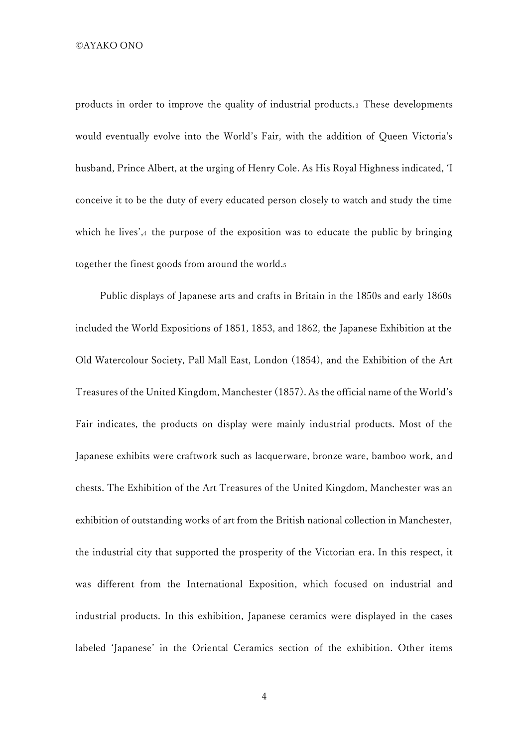products in order to improve the quality of industrial products.[3] These developments would eventually evolve into the World's Fair, with the addition of Queen Victoria's husband, Prince Albert, at the urging of Henry Cole. As His Royal Highness indicated, 'I conceive it to be the duty of every educated person closely to watch and study the time which he lives',[4] the purpose of the exposition was to educate the public by bringing together the finest goods from around the world.[5]

Public displays of Japanese arts and crafts in Britain in the 1850s and early 1860s included the World Expositions of 1851, 1853, and 1862, the Japanese Exhibition at the Old Watercolour Society, Pall Mall East, London (1854), and the Exhibition of the Art Treasures of the United Kingdom, Manchester (1857). As the official name of the World's Fair indicates, the products on display were mainly industrial products. Most of the Japanese exhibits were craftwork such as lacquerware, bronze ware, bamboo work, and chests. The Exhibition of the Art Treasures of the United Kingdom, Manchester was an exhibition of outstanding works of art from the British national collection in Manchester, the industrial city that supported the prosperity of the Victorian era. In this respect, it was different from the International Exposition, which focused on industrial and industrial products. In this exhibition, Japanese ceramics were displayed in the cases labeled 'Japanese' in the Oriental Ceramics section of the exhibition. Other items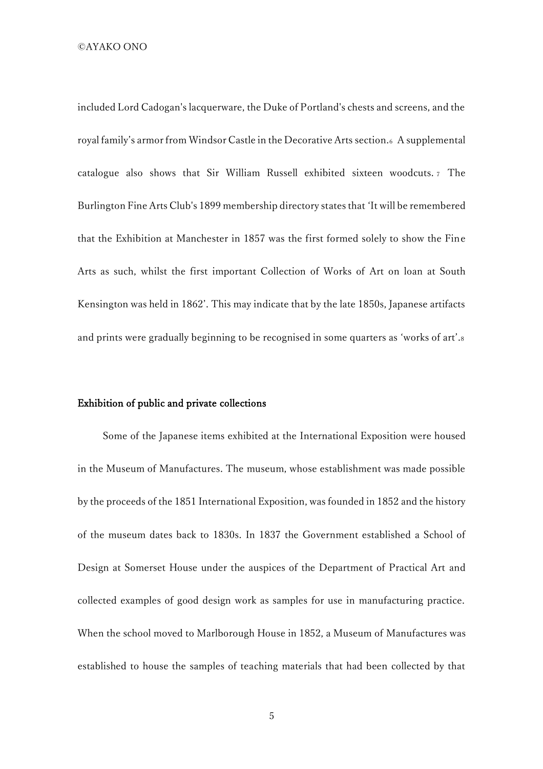included Lord Cadogan's lacquerware, the Duke of Portland's chests and screens, and the royal family's armor from Windsor Castle in the Decorative Arts section.[6] A supplemental catalogue also shows that Sir William Russell exhibited sixteen woodcuts.[7] The Burlington Fine Arts Club's 1899 membership directory states that 'It will be remembered that the Exhibition at Manchester in 1857 was the first formed solely to show the Fine Arts as such, whilst the first important Collection of Works of Art on loan at South Kensington was held in 1862'. This may indicate that by the late 1850s, Japanese artifacts and prints were gradually beginning to be recognised in some quarters as 'works of art'.[8]

## Exhibition of public and private collections

Some of the Japanese items exhibited at the International Exposition were housed in the Museum of Manufactures. The museum, whose establishment was made possible by the proceeds of the 1851 International Exposition, was founded in 1852 and the history of the museum dates back to 1830s. In 1837 the Government established a School of Design at Somerset House under the auspices of the Department of Practical Art and collected examples of good design work as samples for use in manufacturing practice. When the school moved to Marlborough House in 1852, a Museum of Manufactures was established to house the samples of teaching materials that had been collected by that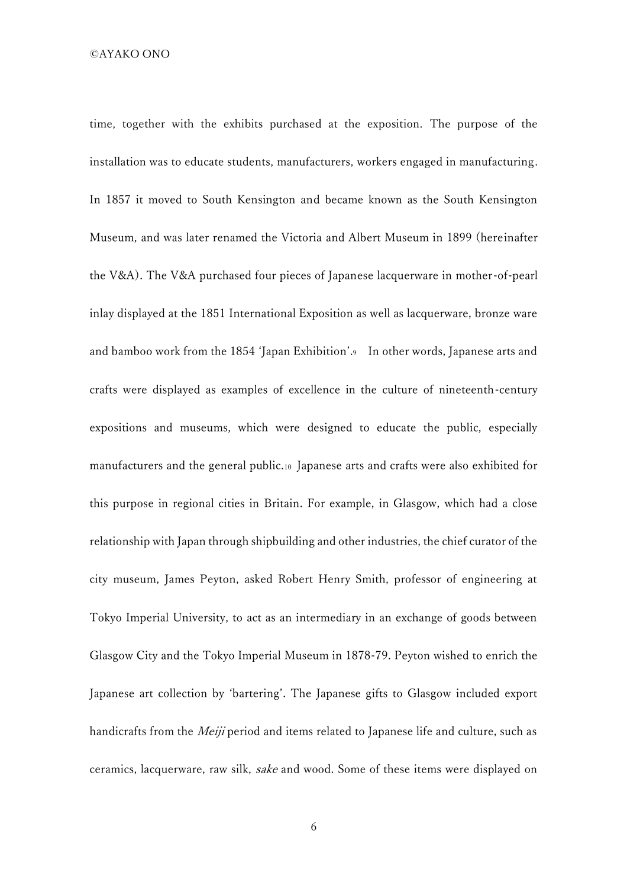time, together with the exhibits purchased at the exposition. The purpose of the installation was to educate students, manufacturers, workers engaged in manufacturing. In 1857 it moved to South Kensington and became known as the South Kensington Museum, and was later renamed the Victoria and Albert Museum in 1899 (hereinafter the V&A). The V&A purchased four pieces of Japanese lacquerware in mother-of-pearl inlay displayed at the 1851 International Exposition as well as lacquerware, bronze ware and bamboo work from the 1854 'Japan Exhibition'.[9] In other words, Japanese arts and crafts were displayed as examples of excellence in the culture of nineteenth-century expositions and museums, which were designed to educate the public, especially manufacturers and the general public.[10] Japanese arts and crafts were also exhibited for this purpose in regional cities in Britain. For example, in Glasgow, which had a close relationship with Japan through shipbuilding and other industries, the chief curator of the city museum, James Peyton, asked Robert Henry Smith, professor of engineering at Tokyo Imperial University, to act as an intermediary in an exchange of goods between Glasgow City and the Tokyo Imperial Museum in 1878-79. Peyton wished to enrich the Japanese art collection by 'bartering'. The Japanese gifts to Glasgow included export handicrafts from the *Meiji* period and items related to Japanese life and culture, such as ceramics, lacquerware, raw silk, *sake* and wood. Some of these items were displayed on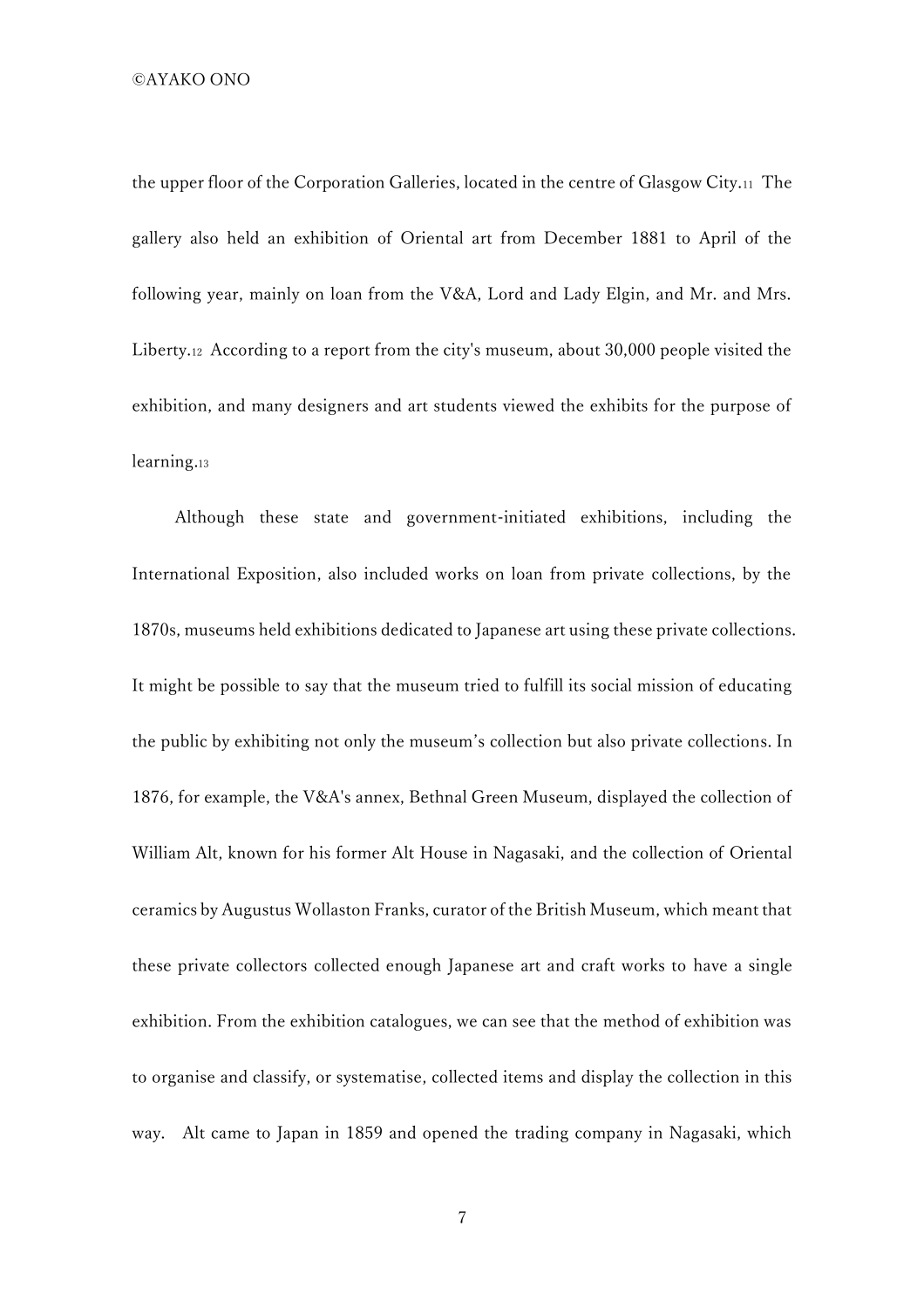the upper floor of the Corporation Galleries, located in the centre of Glasgow City.[11] The gallery also held an exhibition of Oriental art from December 1881 to April of the following year, mainly on loan from the V&A, Lord and Lady Elgin, and Mr. and Mrs. Liberty.[12] According to a report from the city's museum, about 30,000 people visited the exhibition, and many designers and art students viewed the exhibits for the purpose of learning.[13]

Although these state and government-initiated exhibitions, including the International Exposition, also included works on loan from private collections, by the 1870s, museums held exhibitions dedicated to Japanese art using these private collections. It might be possible to say that the museum tried to fulfill its social mission of educating the public by exhibiting not only the museum's collection but also private collections. In 1876, for example, the V&A's annex, Bethnal Green Museum, displayed the collection of William Alt, known for his former Alt House in Nagasaki, and the collection of Oriental ceramics by Augustus Wollaston Franks, curator of the British Museum, which meant that these private collectors collected enough Japanese art and craft works to have a single exhibition. From the exhibition catalogues, we can see that the method of exhibition was to organise and classify, or systematise, collected items and display the collection in this way. Alt came to Japan in 1859 and opened the trading company in Nagasaki, which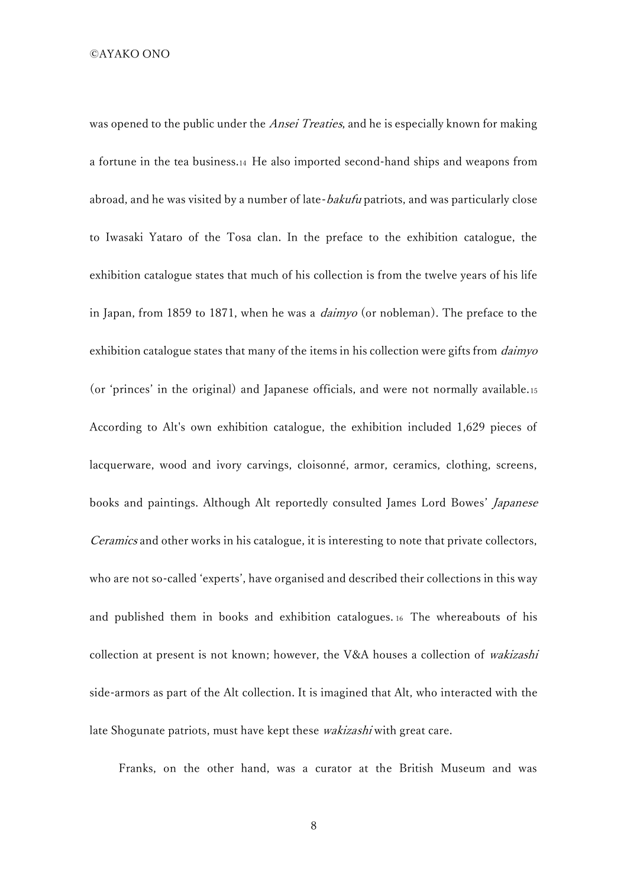was opened to the public under the *Ansei Treaties*, and he is especially known for making a fortune in the tea business.[14] He also imported second-hand ships and weapons from abroad, and he was visited by a number of late-*bakufu* patriots, and was particularly close to Iwasaki Yataro of the Tosa clan. In the preface to the exhibition catalogue, the exhibition catalogue states that much of his collection is from the twelve years of his life in Japan, from 1859 to 1871, when he was a *daimyo* (or nobleman). The preface to the exhibition catalogue states that many of the items in his collection were gifts from *daimyo* (or 'princes' in the original) and Japanese officials, and were not normally available.[15] According to Alt's own exhibition catalogue, the exhibition included 1,629 pieces of lacquerware, wood and ivory carvings, cloisonné, armor, ceramics, clothing, screens, books and paintings. Although Alt reportedly consulted James Lord Bowes' *Japanese Ceramics* and other works in his catalogue, it is interesting to note that private collectors, who are not so-called 'experts', have organised and described their collections in this way and published them in books and exhibition catalogues.[16] The whereabouts of his collection at present is not known; however, the V&A houses a collection of *wakizashi* side-armors as part of the Alt collection. It is imagined that Alt, who interacted with the late Shogunate patriots, must have kept these *wakizashi* with great care.

Franks, on the other hand, was a curator at the British Museum and was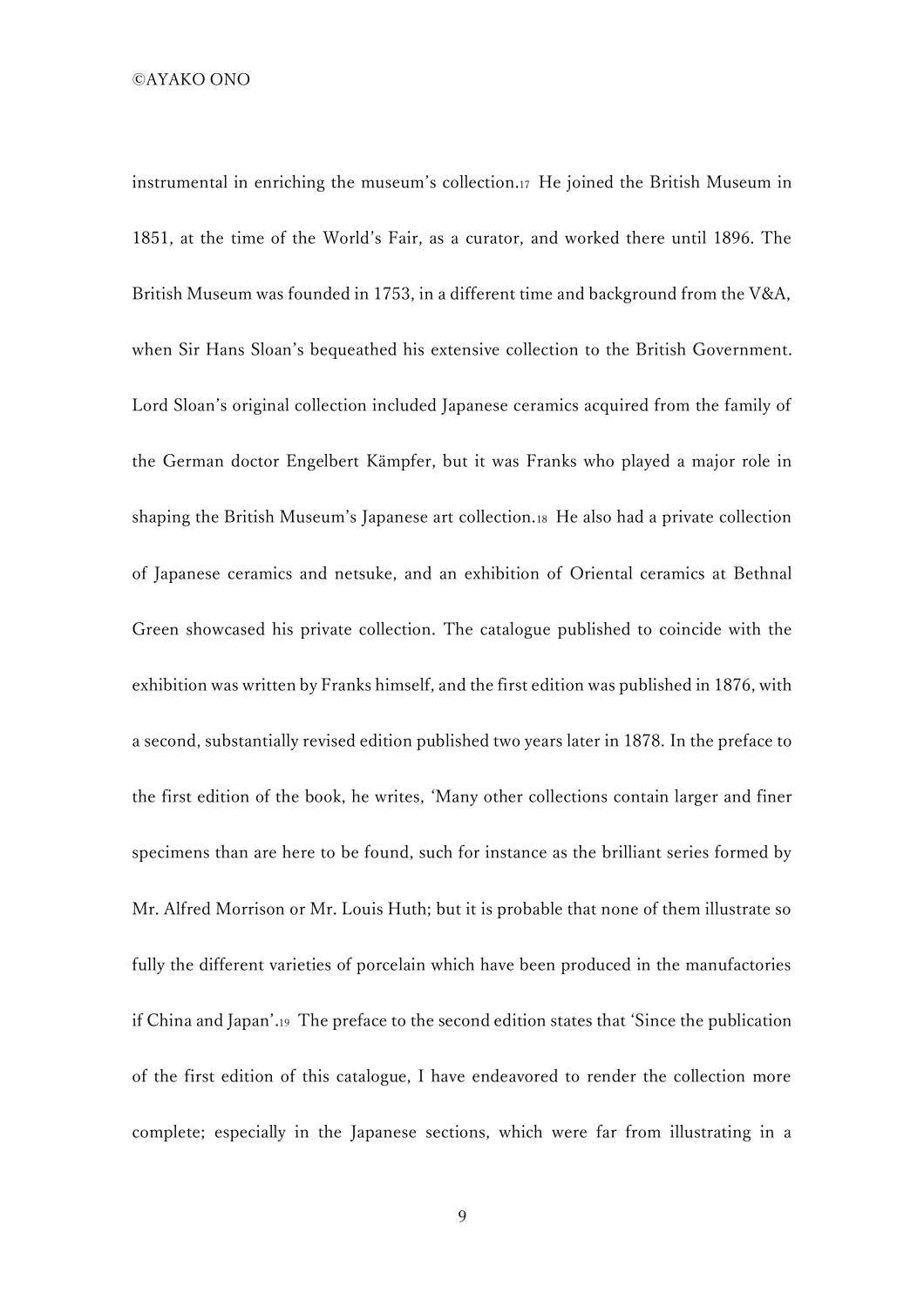instrumental in enriching the museum's collection.[17] He joined the British Museum in 1851, at the time of the World's Fair, as a curator, and worked there until 1896. The British Museum was founded in 1753, in a different time and background from the V&A, when Sir Hans Sloan's bequeathed his extensive collection to the British Government. Lord Sloan's original collection included Japanese ceramics acquired from the family of the German doctor Engelbert Kämpfer, but it was Franks who played a major role in shaping the British Museum's Japanese art collection.[18] He also had a private collection of Japanese ceramics and netsuke, and an exhibition of Oriental ceramics at Bethnal Green showcased his private collection. The catalogue published to coincide with the exhibition was written by Franks himself, and the first edition was published in 1876, with a second, substantially revised edition published two years later in 1878. In the preface to the first edition of the book, he writes, 'Many other collections contain larger and finer specimens than are here to be found, such for instance as the brilliant series formed by Mr. Alfred Morrison or Mr. Louis Huth; but it is probable that none of them illustrate so fully the different varieties of porcelain which have been produced in the manufactories if China and Japan'.[19] The preface to the second edition states that 'Since the publication of the first edition of this catalogue, I have endeavored to render the collection more complete; especially in the Japanese sections, which were far from illustrating in a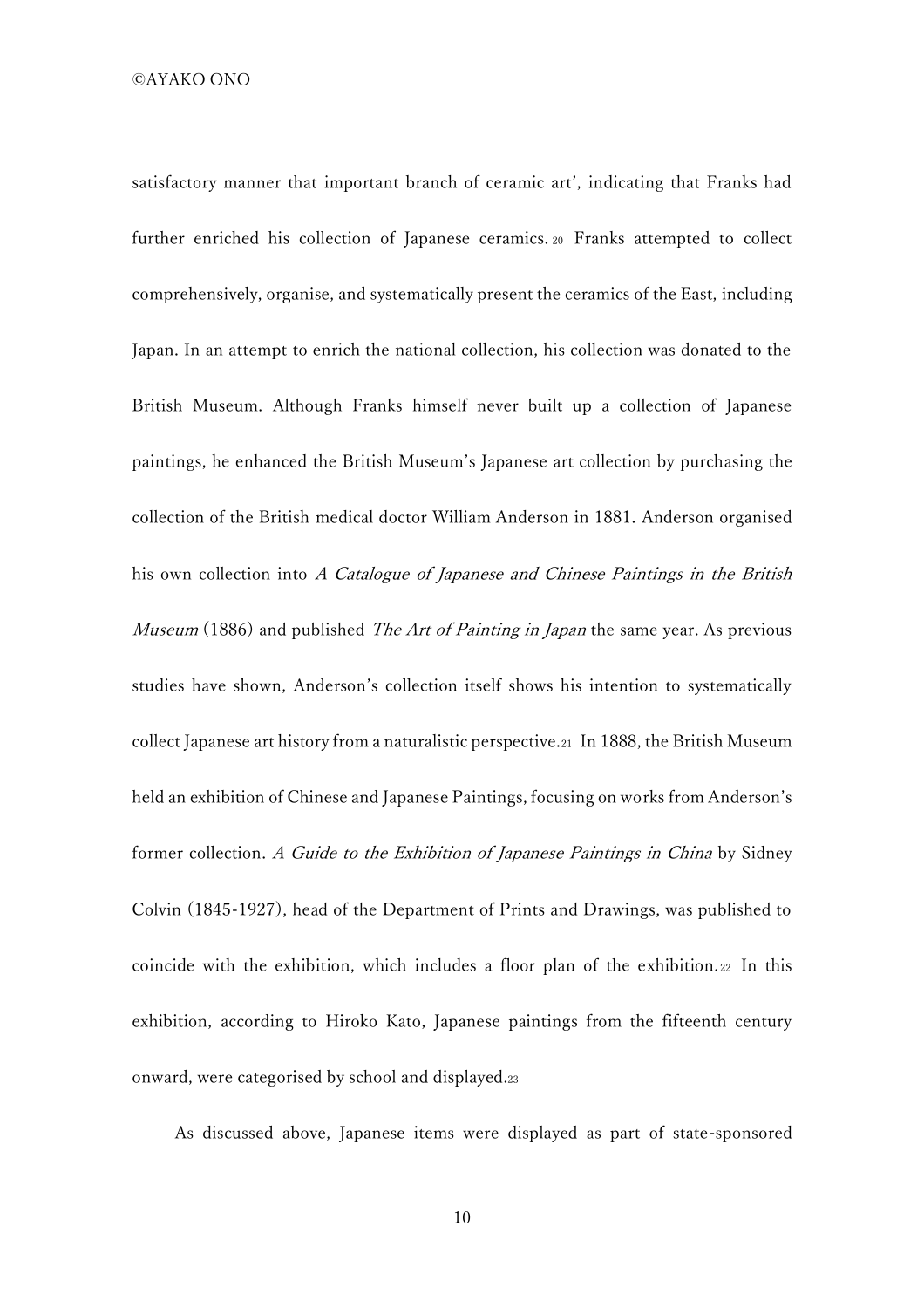satisfactory manner that important branch of ceramic art', indicating that Franks had further enriched his collection of Japanese ceramics.[20] Franks attempted to collect comprehensively, organise, and systematically present the ceramics of the East, including Japan. In an attempt to enrich the national collection, his collection was donated to the British Museum. Although Franks himself never built up a collection of Japanese paintings, he enhanced the British Museum's Japanese art collection by purchasing the collection of the British medical doctor William Anderson in 1881. Anderson organised his own collection into *A Catalogue of Japanese and Chinese Paintings in the British Museum* (1886) and published *The Art of Painting in Japan* the same year. As previous studies have shown, Anderson's collection itself shows his intention to systematically collect Japanese art history from a naturalistic perspective.[21] In 1888, the British Museum held an exhibition of Chinese and Japanese Paintings, focusing on works from Anderson's former collection. *A Guide to the Exhibition of Japanese Paintings in China* by Sidney Colvin (1845-1927), head of the Department of Prints and Drawings, was published to coincide with the exhibition, which includes a floor plan of the exhibition.[22] In this exhibition, according to Hiroko Kato, Japanese paintings from the fifteenth century onward, were categorised by school and displayed.[23]

As discussed above, Japanese items were displayed as part of state-sponsored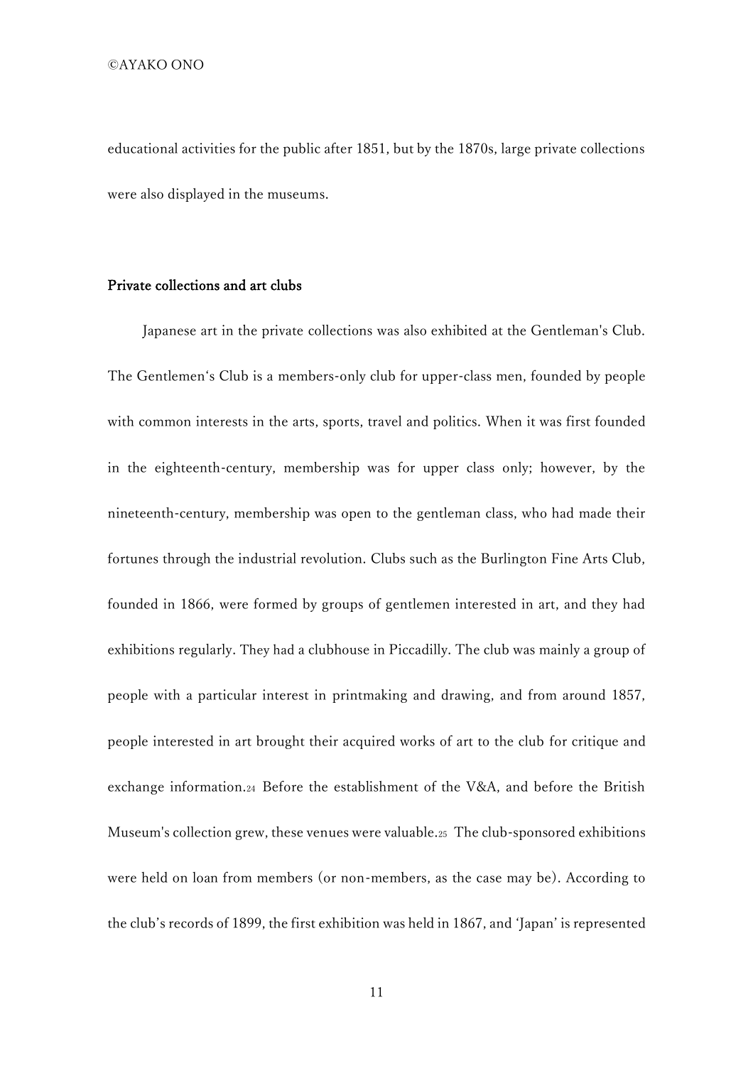educational activities for the public after 1851, but by the 1870s, large private collections were also displayed in the museums.

### Private collections and art clubs

Japanese art in the private collections was also exhibited at the Gentleman's Club. The Gentlemen's Club is a members-only club for upper-class men, founded by people with common interests in the arts, sports, travel and politics. When it was first founded in the eighteenth-century, membership was for upper class only; however, by the nineteenth-century, membership was open to the gentleman class, who had made their fortunes through the industrial revolution. Clubs such as the Burlington Fine Arts Club, founded in 1866, were formed by groups of gentlemen interested in art, and they had exhibitions regularly. They had a clubhouse in Piccadilly. The club was mainly a group of people with a particular interest in printmaking and drawing, and from around 1857, people interested in art brought their acquired works of art to the club for critique and exchange information.[24] Before the establishment of the V&A, and before the British Museum's collection grew, these venues were valuable.[25] The club-sponsored exhibitions were held on loan from members (or non-members, as the case may be). According to the club's records of 1899, the first exhibition was held in 1867, and 'Japan' is represented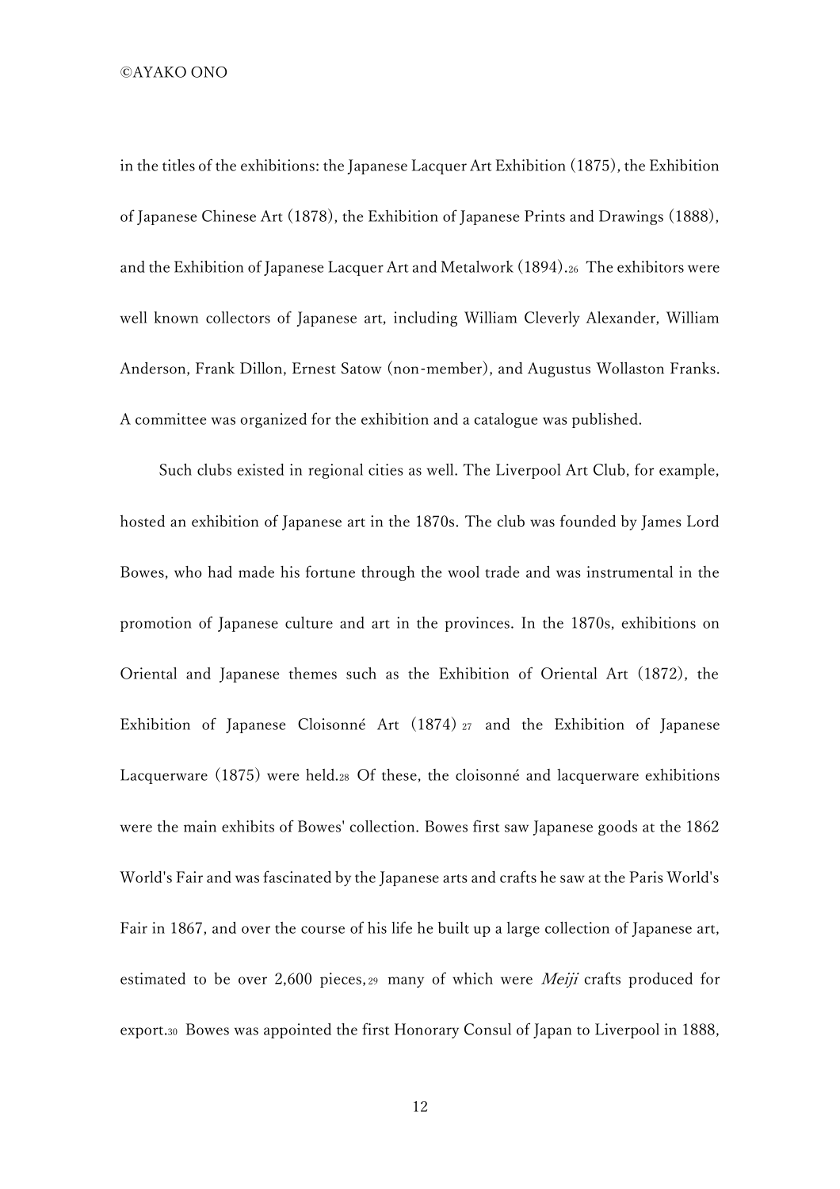in the titles of the exhibitions: the Japanese Lacquer Art Exhibition (1875), the Exhibition of Japanese Chinese Art (1878), the Exhibition of Japanese Prints and Drawings (1888), and the Exhibition of Japanese Lacquer Art and Metalwork (1894).[26] The exhibitors were well known collectors of Japanese art, including William Cleverly Alexander, William Anderson, Frank Dillon, Ernest Satow (non-member), and Augustus Wollaston Franks. A committee was organized for the exhibition and a catalogue was published.

Such clubs existed in regional cities as well. The Liverpool Art Club, for example, hosted an exhibition of Japanese art in the 1870s. The club was founded by James Lord Bowes, who had made his fortune through the wool trade and was instrumental in the promotion of Japanese culture and art in the provinces. In the 1870s, exhibitions on Oriental and Japanese themes such as the Exhibition of Oriental Art (1872), the Exhibition of Japanese Cloisonné Art (1874)[27] and the Exhibition of Japanese Lacquerware (1875) were held.[28] Of these, the cloisonné and lacquerware exhibitions were the main exhibits of Bowes' collection. Bowes first saw Japanese goods at the 1862 World's Fair and was fascinated by the Japanese arts and crafts he saw at the Paris World's Fair in 1867, and over the course of his life he built up a large collection of Japanese art, estimated to be over 2,600 pieces,[29] many of which were *Meiji* crafts produced for export.[30] Bowes was appointed the first Honorary Consul of Japan to Liverpool in 1888,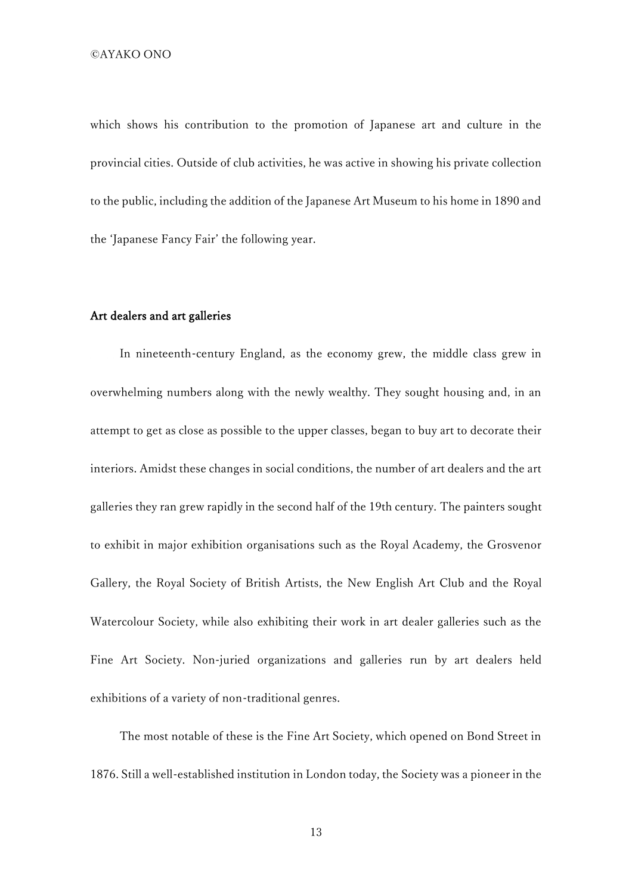which shows his contribution to the promotion of Japanese art and culture in the provincial cities. Outside of club activities, he was active in showing his private collection to the public, including the addition of the Japanese Art Museum to his home in 1890 and the 'Japanese Fancy Fair' the following year.

## Art dealers and art galleries

In nineteenth-century England, as the economy grew, the middle class grew in overwhelming numbers along with the newly wealthy. They sought housing and, in an attempt to get as close as possible to the upper classes, began to buy art to decorate their interiors. Amidst these changes in social conditions, the number of art dealers and the art galleries they ran grew rapidly in the second half of the 19th century. The painters sought to exhibit in major exhibition organisations such as the Royal Academy, the Grosvenor Gallery, the Royal Society of British Artists, the New English Art Club and the Royal Watercolour Society, while also exhibiting their work in art dealer galleries such as the Fine Art Society. Non-juried organizations and galleries run by art dealers held exhibitions of a variety of non-traditional genres.

The most notable of these is the Fine Art Society, which opened on Bond Street in 1876. Still a well-established institution in London today, the Society was a pioneer in the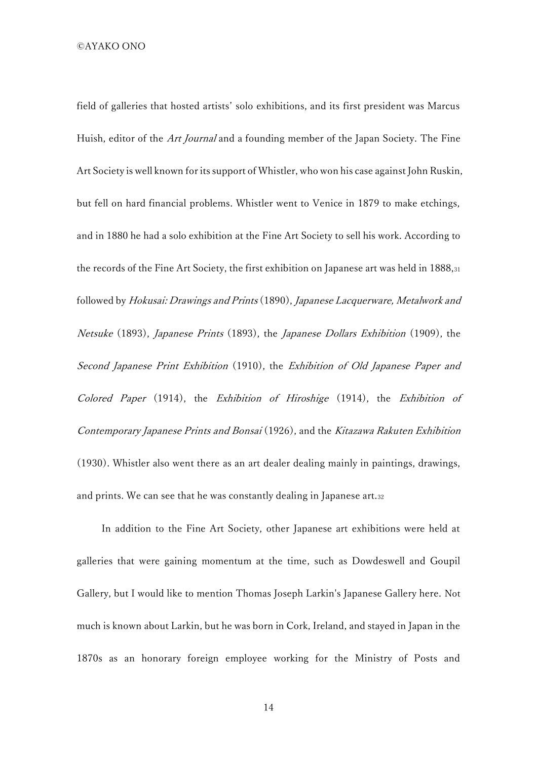field of galleries that hosted artists' solo exhibitions, and its first president was Marcus Huish, editor of the *Art Journal* and a founding member of the Japan Society. The Fine Art Society is well known for its support of Whistler, who won his case against John Ruskin, but fell on hard financial problems. Whistler went to Venice in 1879 to make etchings, and in 1880 he had a solo exhibition at the Fine Art Society to sell his work. According to the records of the Fine Art Society, the first exhibition on Japanese art was held in 1888,[31] followed by *Hokusai: Drawings and Prints* (1890), *Japanese Lacquerware, Metalwork and Netsuke* (1893), *Japanese Prints* (1893), the *Japanese Dollars Exhibition* (1909), the *Second Japanese Print Exhibition* (1910), the *Exhibition of Old Japanese Paper and Colored Paper* (1914), the *Exhibition of Hiroshige* (1914), the *Exhibition of Contemporary Japanese Prints and Bonsai* (1926), and the *Kitazawa Rakuten Exhibition* (1930). Whistler also went there as an art dealer dealing mainly in paintings, drawings, and prints. We can see that he was constantly dealing in Japanese art.[32]

In addition to the Fine Art Society, other Japanese art exhibitions were held at galleries that were gaining momentum at the time, such as Dowdeswell and Goupil Gallery, but I would like to mention Thomas Joseph Larkin's Japanese Gallery here. Not much is known about Larkin, but he was born in Cork, Ireland, and stayed in Japan in the 1870s as an honorary foreign employee working for the Ministry of Posts and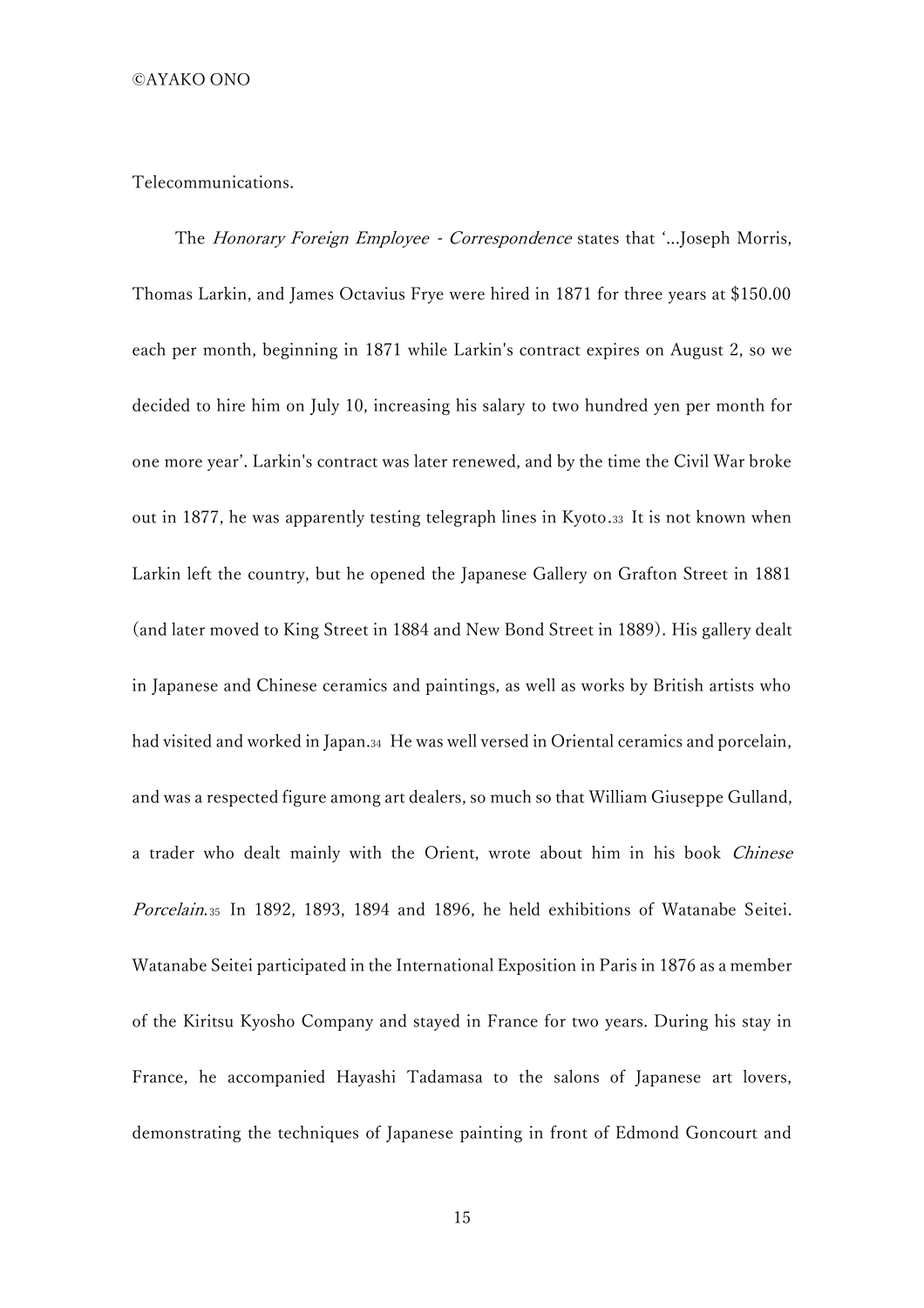Telecommunications.

The *Honorary Foreign Employee - Correspondence* states that '...Joseph Morris, Thomas Larkin, and James Octavius Frye were hired in 1871 for three years at $150.00 each per month, beginning in 1871 while Larkin's contract expires on August 2, so we decided to hire him on July 10, increasing his salary to two hundred yen per month for one more year'. Larkin's contract was later renewed, and by the time the Civil War broke out in 1877, he was apparently testing telegraph lines in Kyoto.[33] It is not known when Larkin left the country, but he opened the Japanese Gallery on Grafton Street in 1881 (and later moved to King Street in 1884 and New Bond Street in 1889). His gallery dealt in Japanese and Chinese ceramics and paintings, as well as works by British artists who had visited and worked in Japan.[34] He was well versed in Oriental ceramics and porcelain, and was a respected figure among art dealers, so much so that William Giuseppe Gulland, a trader who dealt mainly with the Orient, wrote about him in his book *Chinese Porcelain*.[35] In 1892, 1893, 1894 and 1896, he held exhibitions of Watanabe Seitei. Watanabe Seitei participated in the International Exposition in Paris in 1876 as a member of the Kiritsu Kyosho Company and stayed in France for two years. During his stay in France, he accompanied Hayashi Tadamasa to the salons of Japanese art lovers, demonstrating the techniques of Japanese painting in front of Edmond Goncourt and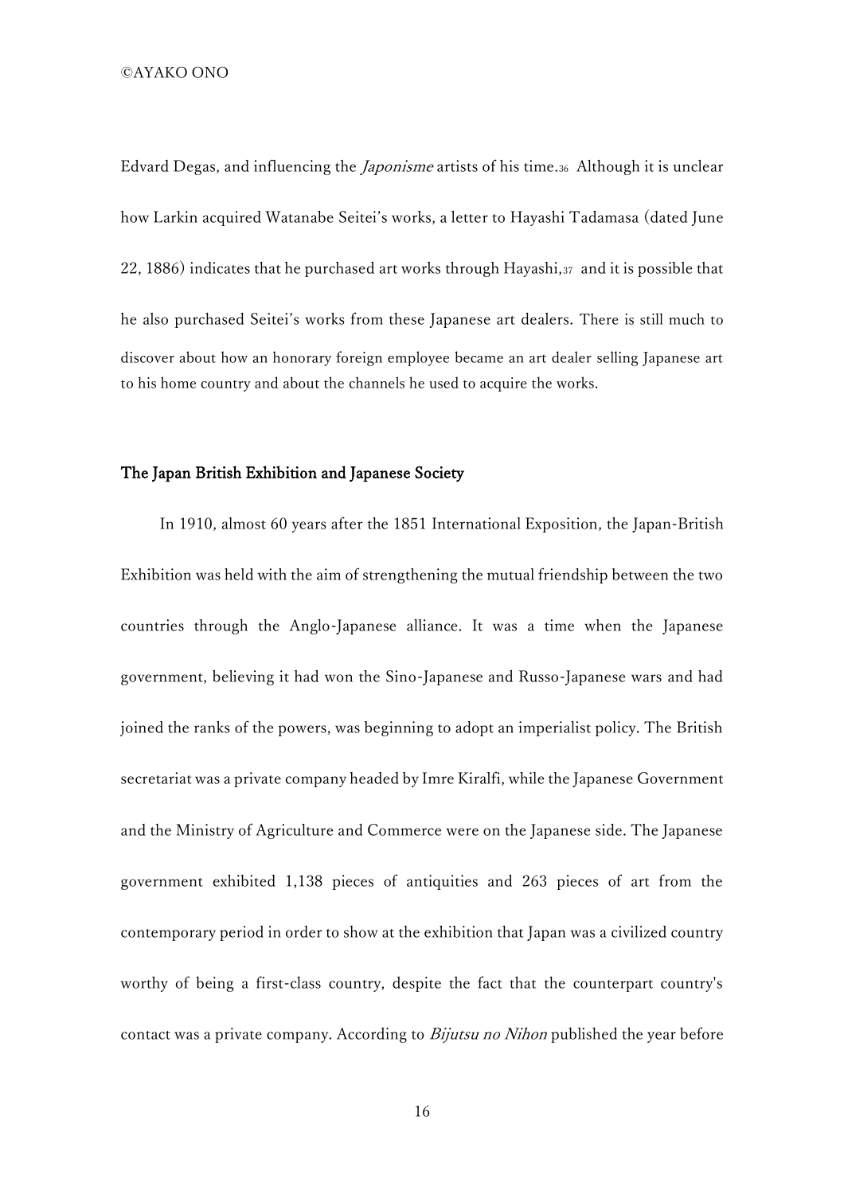Edvard Degas, and influencing the *Japonisme* artists of his time.[36] Although it is unclear how Larkin acquired Watanabe Seitei's works, a letter to Hayashi Tadamasa (dated June 22, 1886) indicates that he purchased art works through Hayashi,[37] and it is possible that he also purchased Seitei's works from these Japanese art dealers. There is still much to discover about how an honorary foreign employee became an art dealer selling Japanese art to his home country and about the channels he used to acquire the works.

## The Japan British Exhibition and Japanese Society

In 1910, almost 60 years after the 1851 International Exposition, the Japan-British Exhibition was held with the aim of strengthening the mutual friendship between the two countries through the Anglo-Japanese alliance. It was a time when the Japanese government, believing it had won the Sino-Japanese and Russo-Japanese wars and had joined the ranks of the powers, was beginning to adopt an imperialist policy. The British secretariat was a private company headed by Imre Kiralfi, while the Japanese Government and the Ministry of Agriculture and Commerce were on the Japanese side. The Japanese government exhibited 1,138 pieces of antiquities and 263 pieces of art from the contemporary period in order to show at the exhibition that Japan was a civilized country worthy of being a first-class country, despite the fact that the counterpart country's contact was a private company. According to *Bijutsu no Nihon* published the year before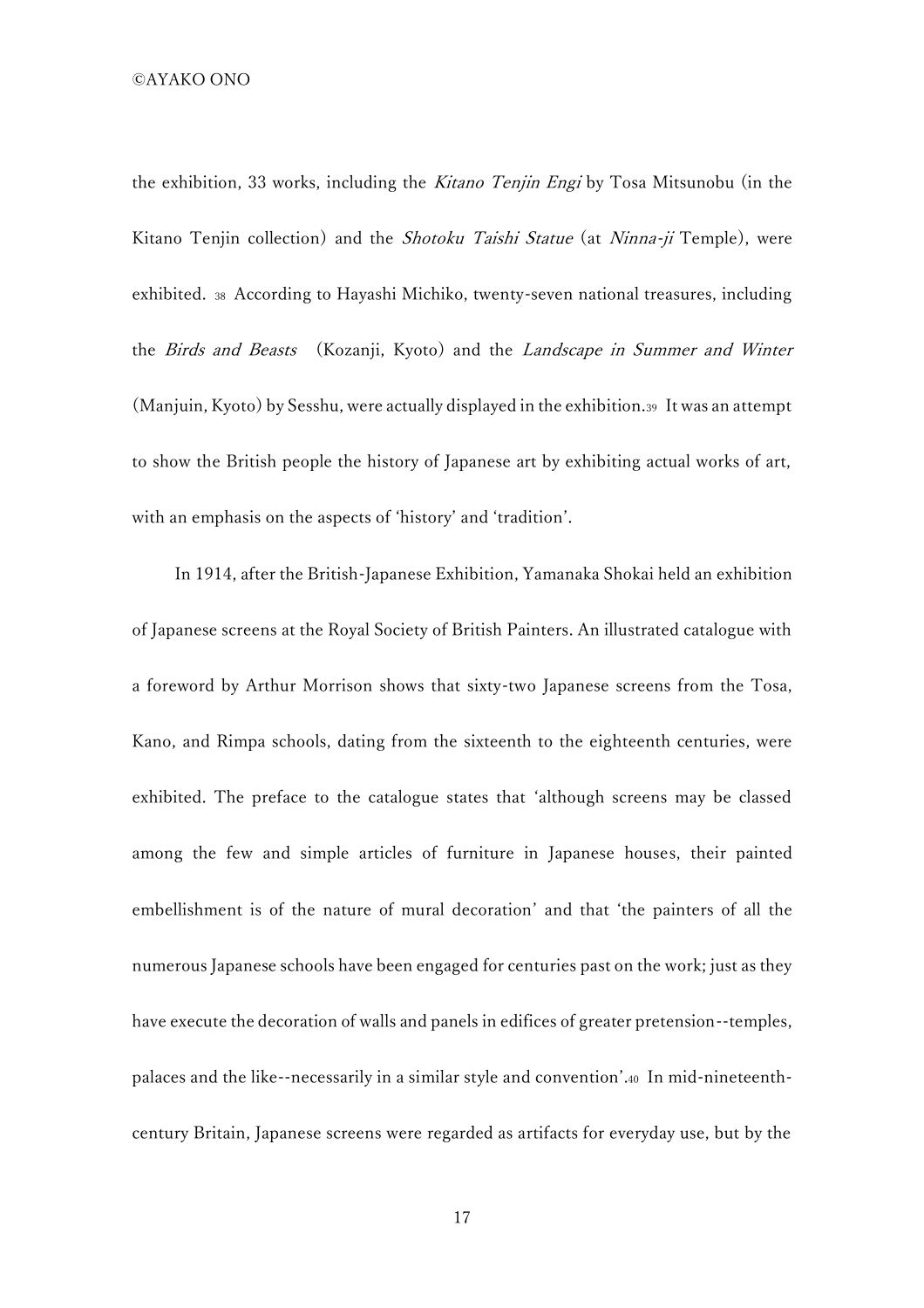the exhibition, 33 works, including the *Kitano Tenjin Engi* by Tosa Mitsunobu (in the Kitano Tenjin collection) and the *Shotoku Taishi Statue* (at *Ninna-ji* Temple), were exhibited. [38] According to Hayashi Michiko, twenty-seven national treasures, including the *Birds and Beasts* (Kozanji, Kyoto) and the *Landscape in Summer and Winter* (Manjuin, Kyoto) by Sesshu, were actually displayed in the exhibition.[39] It was an attempt to show the British people the history of Japanese art by exhibiting actual works of art, with an emphasis on the aspects of 'history' and 'tradition'.

In 1914, after the British-Japanese Exhibition, Yamanaka Shokai held an exhibition of Japanese screens at the Royal Society of British Painters. An illustrated catalogue with a foreword by Arthur Morrison shows that sixty-two Japanese screens from the Tosa, Kano, and Rimpa schools, dating from the sixteenth to the eighteenth centuries, were exhibited. The preface to the catalogue states that 'although screens may be classed among the few and simple articles of furniture in Japanese houses, their painted embellishment is of the nature of mural decoration' and that 'the painters of all the numerous Japanese schools have been engaged for centuries past on the work; just as they have execute the decoration of walls and panels in edifices of greater pretension--temples, palaces and the like--necessarily in a similar style and convention'.[40] In mid-nineteenth-century Britain, Japanese screens were regarded as artifacts for everyday use, but by the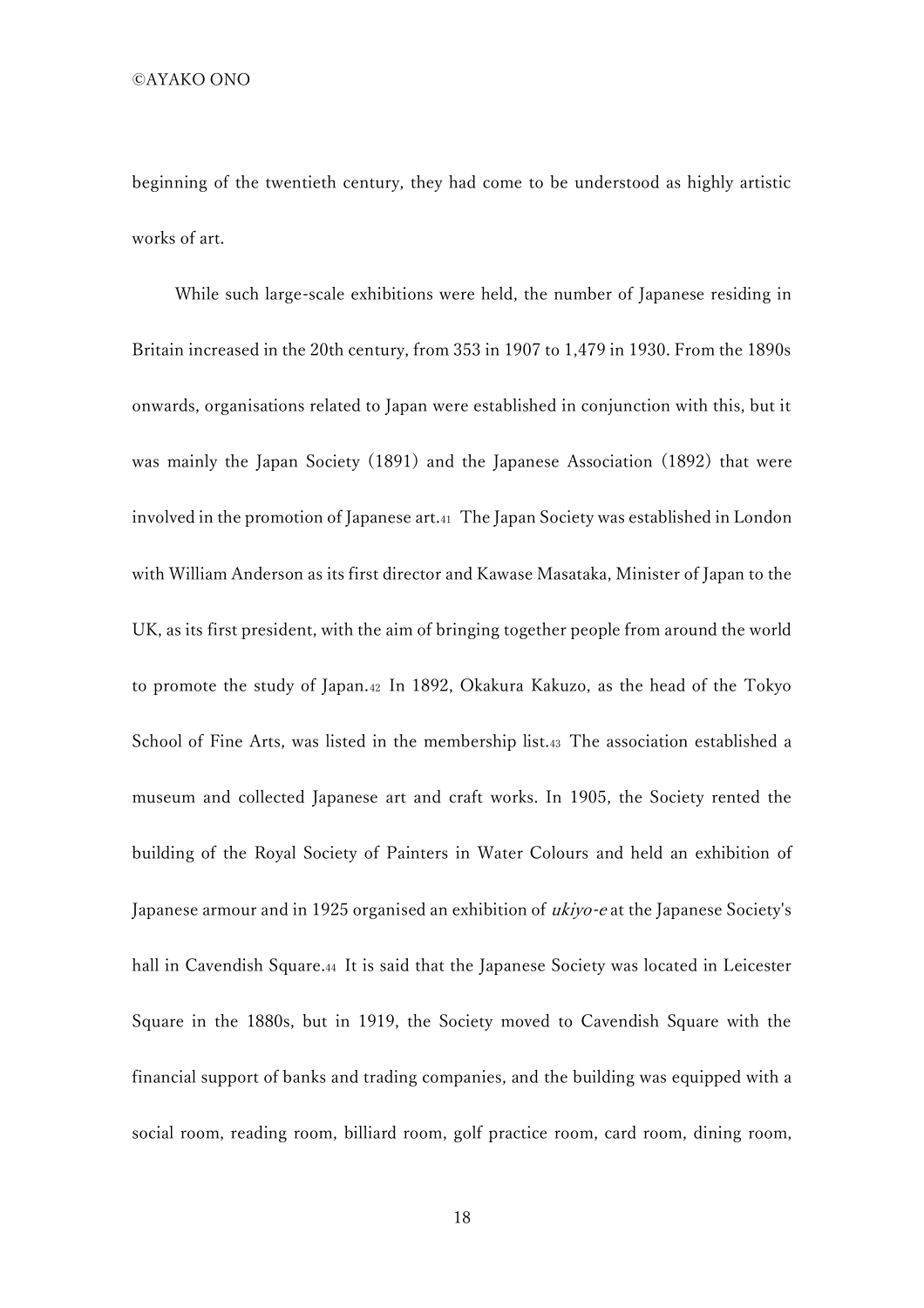beginning of the twentieth century, they had come to be understood as highly artistic works of art.

While such large-scale exhibitions were held, the number of Japanese residing in Britain increased in the 20th century, from 353 in 1907 to 1,479 in 1930. From the 1890s onwards, organisations related to Japan were established in conjunction with this, but it was mainly the Japan Society (1891) and the Japanese Association (1892) that were involved in the promotion of Japanese art.[41] The Japan Society was established in London with William Anderson as its first director and Kawase Masataka, Minister of Japan to the UK, as its first president, with the aim of bringing together people from around the world to promote the study of Japan.[42] In 1892, Okakura Kakuzo, as the head of the Tokyo School of Fine Arts, was listed in the membership list.[43] The association established a museum and collected Japanese art and craft works. In 1905, the Society rented the building of the Royal Society of Painters in Water Colours and held an exhibition of Japanese armour and in 1925 organised an exhibition of *ukiyo-e* at the Japanese Society's hall in Cavendish Square.[44] It is said that the Japanese Society was located in Leicester Square in the 1880s, but in 1919, the Society moved to Cavendish Square with the financial support of banks and trading companies, and the building was equipped with a social room, reading room, billiard room, golf practice room, card room, dining room,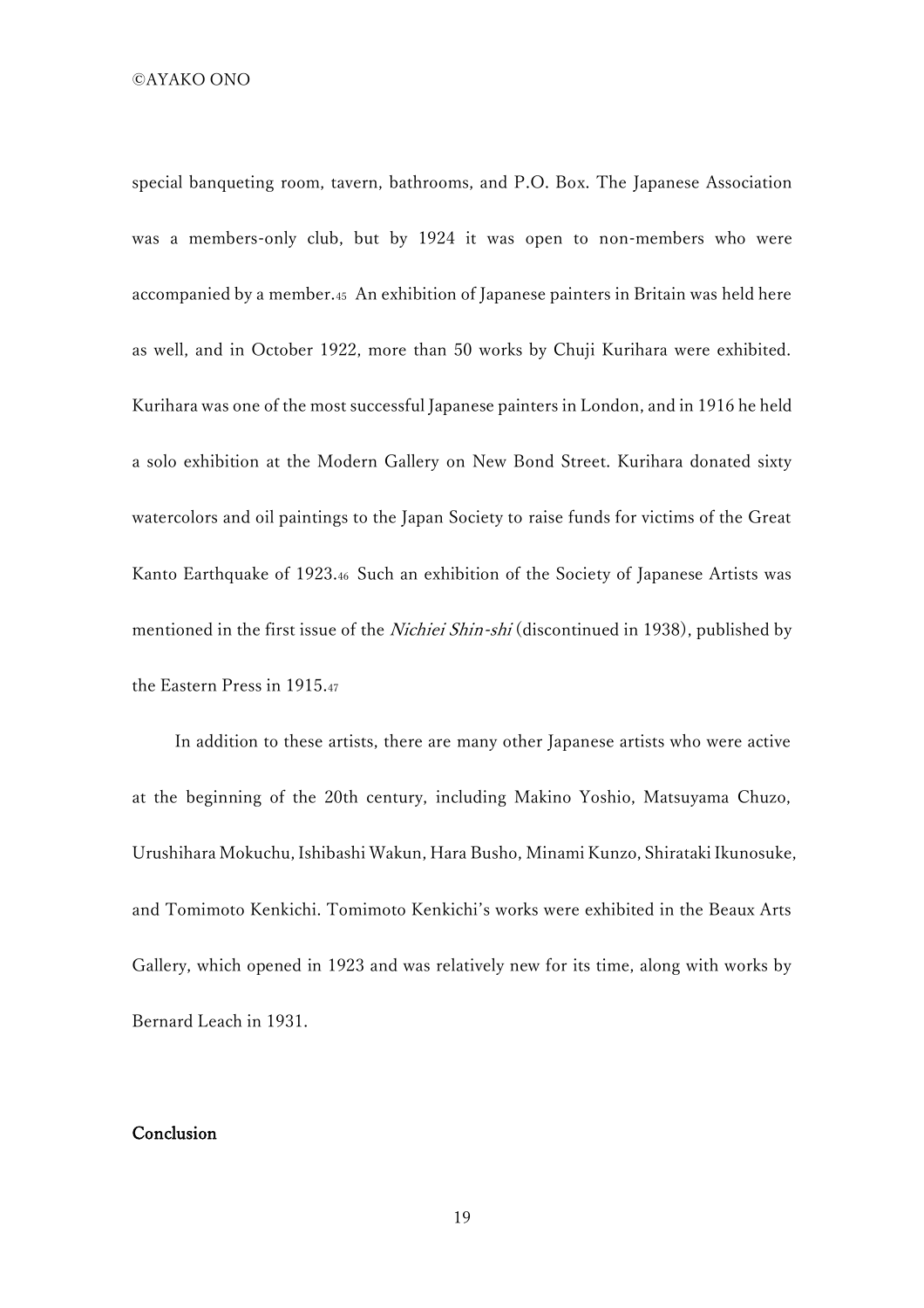special banqueting room, tavern, bathrooms, and P.O. Box. The Japanese Association was a members-only club, but by 1924 it was open to non-members who were accompanied by a member.[45] An exhibition of Japanese painters in Britain was held here as well, and in October 1922, more than 50 works by Chuji Kurihara were exhibited. Kurihara was one of the most successful Japanese painters in London, and in 1916 he held a solo exhibition at the Modern Gallery on New Bond Street. Kurihara donated sixty watercolors and oil paintings to the Japan Society to raise funds for victims of the Great Kanto Earthquake of 1923.[46] Such an exhibition of the Society of Japanese Artists was mentioned in the first issue of the *Nichiei Shin-shi* (discontinued in 1938), published by the Eastern Press in 1915.[47]

In addition to these artists, there are many other Japanese artists who were active at the beginning of the 20th century, including Makino Yoshio, Matsuyama Chuzo, Urushihara Mokuchu, Ishibashi Wakun, Hara Busho, Minami Kunzo, Shirataki Ikunosuke, and Tomimoto Kenkichi. Tomimoto Kenkichi's works were exhibited in the Beaux Arts Gallery, which opened in 1923 and was relatively new for its time, along with works by Bernard Leach in 1931.

## Conclusion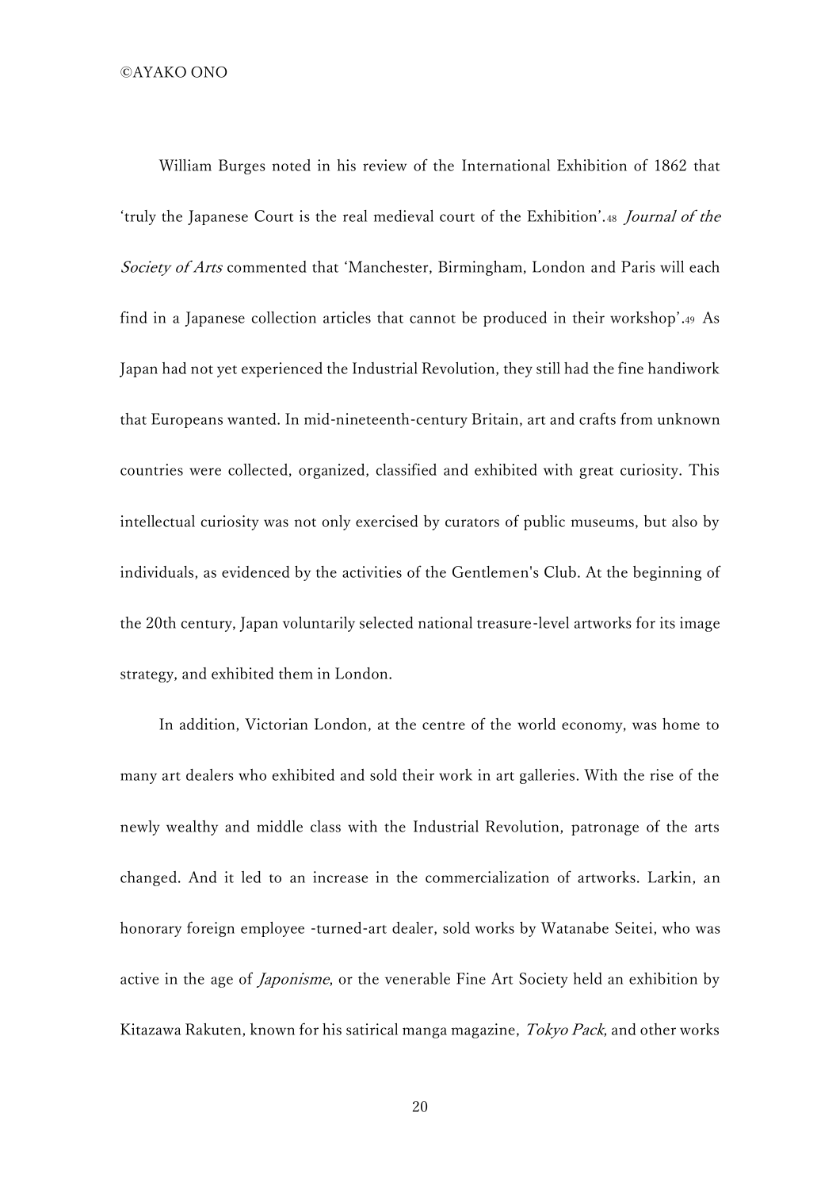William Burges noted in his review of the International Exhibition of 1862 that 'truly the Japanese Court is the real medieval court of the Exhibition'.[48] *Journal of the Society of Arts* commented that 'Manchester, Birmingham, London and Paris will each find in a Japanese collection articles that cannot be produced in their workshop'.[49] As Japan had not yet experienced the Industrial Revolution, they still had the fine handiwork that Europeans wanted. In mid-nineteenth-century Britain, art and crafts from unknown countries were collected, organized, classified and exhibited with great curiosity. This intellectual curiosity was not only exercised by curators of public museums, but also by individuals, as evidenced by the activities of the Gentlemen's Club. At the beginning of the 20th century, Japan voluntarily selected national treasure-level artworks for its image strategy, and exhibited them in London.

In addition, Victorian London, at the centre of the world economy, was home to many art dealers who exhibited and sold their work in art galleries. With the rise of the newly wealthy and middle class with the Industrial Revolution, patronage of the arts changed. And it led to an increase in the commercialization of artworks. Larkin, an honorary foreign employee -turned-art dealer, sold works by Watanabe Seitei, who was active in the age of *Japonisme*, or the venerable Fine Art Society held an exhibition by Kitazawa Rakuten, known for his satirical manga magazine, *Tokyo Pack*, and other works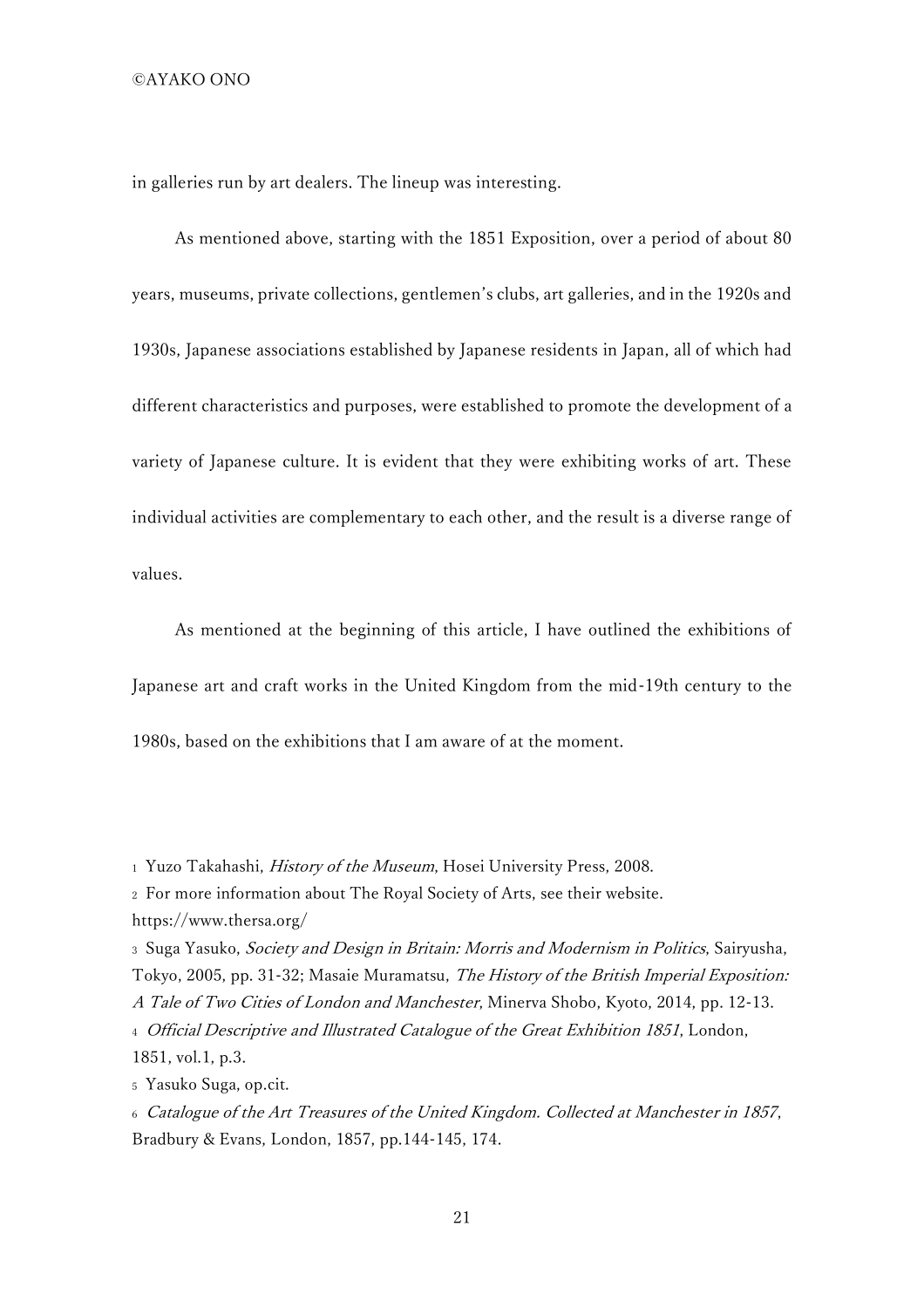in galleries run by art dealers. The lineup was interesting.

As mentioned above, starting with the 1851 Exposition, over a period of about 80 years, museums, private collections, gentlemen's clubs, art galleries, and in the 1920s and 1930s, Japanese associations established by Japanese residents in Japan, all of which had different characteristics and purposes, were established to promote the development of a variety of Japanese culture. It is evident that they were exhibiting works of art. These individual activities are complementary to each other, and the result is a diverse range of values.

As mentioned at the beginning of this article, I have outlined the exhibitions of Japanese art and craft works in the United Kingdom from the mid-19th century to the 1980s, based on the exhibitions that I am aware of at the moment.

---

1 Yuzo Takahashi, *History of the Museum*, Hosei University Press, 2008.

2 For more information about The Royal Society of Arts, see their website. https://www.thersa.org/

3 Suga Yasuko, *Society and Design in Britain: Morris and Modernism in Politics*, Sairyusha, Tokyo, 2005, pp. 31-32; Masaie Muramatsu, *The History of the British Imperial Exposition: A Tale of Two Cities of London and Manchester*, Minerva Shobo, Kyoto, 2014, pp. 12-13.

4 *Official Descriptive and Illustrated Catalogue of the Great Exhibition 1851*, London, 1851, vol.1, p.3.

5 Yasuko Suga, op.cit.

6 *Catalogue of the Art Treasures of the United Kingdom. Collected at Manchester in 1857*, Bradbury & Evans, London, 1857, pp.144-145, 174.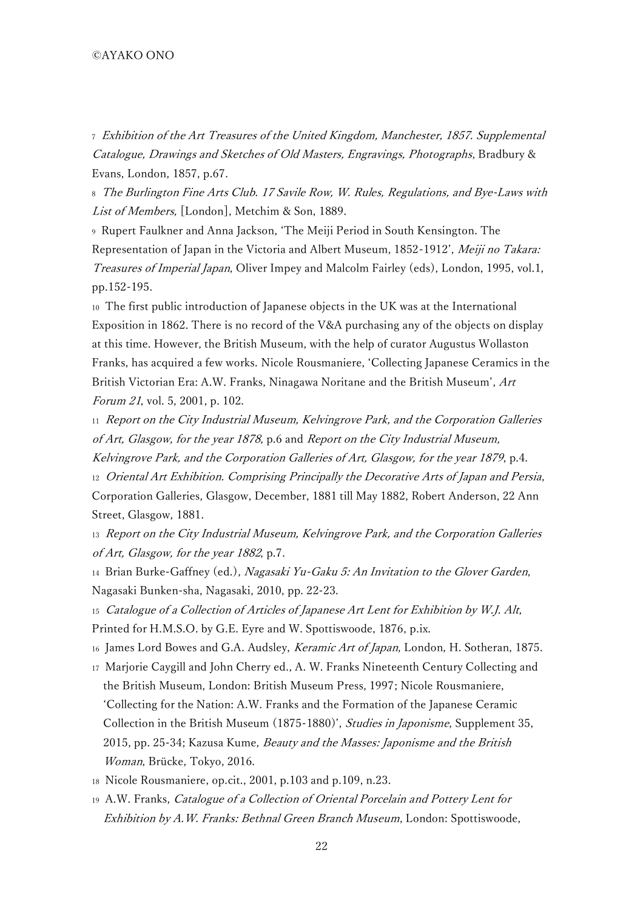7 *Exhibition of the Art Treasures of the United Kingdom, Manchester, 1857. Supplemental Catalogue, Drawings and Sketches of Old Masters, Engravings, Photographs*, Bradbury & Evans, London, 1857, p.67.

8 *The Burlington Fine Arts Club. 17 Savile Row, W. Rules, Regulations, and Bye-Laws with List of Members,* [London], Metchim & Son, 1889.

9 Rupert Faulkner and Anna Jackson, 'The Meiji Period in South Kensington. The Representation of Japan in the Victoria and Albert Museum, 1852-1912', *Meiji no Takara: Treasures of Imperial Japan*, Oliver Impey and Malcolm Fairley (eds), London, 1995, vol.1, pp.152-195.

10 The first public introduction of Japanese objects in the UK was at the International Exposition in 1862. There is no record of the V&A purchasing any of the objects on display at this time. However, the British Museum, with the help of curator Augustus Wollaston Franks, has acquired a few works. Nicole Rousmaniere, 'Collecting Japanese Ceramics in the British Victorian Era: A.W. Franks, Ninagawa Noritane and the British Museum', *Art Forum 21*, vol. 5, 2001, p. 102.

11 *Report on the City Industrial Museum, Kelvingrove Park, and the Corporation Galleries of Art, Glasgow, for the year 1878*, p.6 and *Report on the City Industrial Museum, Kelvingrove Park, and the Corporation Galleries of Art, Glasgow, for the year 1879*, p.4.

12 *Oriental Art Exhibition. Comprising Principally the Decorative Arts of Japan and Persia*, Corporation Galleries, Glasgow, December, 1881 till May 1882, Robert Anderson, 22 Ann Street, Glasgow, 1881.

13 *Report on the City Industrial Museum, Kelvingrove Park, and the Corporation Galleries of Art, Glasgow, for the year 1882*, p.7.

14 Brian Burke-Gaffney (ed.), *Nagasaki Yu-Gaku 5: An Invitation to the Glover Garden*, Nagasaki Bunken-sha, Nagasaki, 2010, pp. 22-23.

15 *Catalogue of a Collection of Articles of Japanese Art Lent for Exhibition by W.J. Alt*, Printed for H.M.S.O. by G.E. Eyre and W. Spottiswoode, 1876, p.ix.

16 James Lord Bowes and G.A. Audsley, *Keramic Art of Japan*, London, H. Sotheran, 1875.

17 Marjorie Caygill and John Cherry ed., A. W. Franks Nineteenth Century Collecting and the British Museum, London: British Museum Press, 1997; Nicole Rousmaniere, 'Collecting for the Nation: A.W. Franks and the Formation of the Japanese Ceramic Collection in the British Museum (1875-1880)', *Studies in Japonisme*, Supplement 35, 2015, pp. 25-34; Kazusa Kume, *Beauty and the Masses: Japonisme and the British Woman*, Brücke, Tokyo, 2016.

18 Nicole Rousmaniere, op.cit., 2001, p.103 and p.109, n.23.

19 A.W. Franks, *Catalogue of a Collection of Oriental Porcelain and Pottery Lent for Exhibition by A.W. Franks: Bethnal Green Branch Museum*, London: Spottiswoode,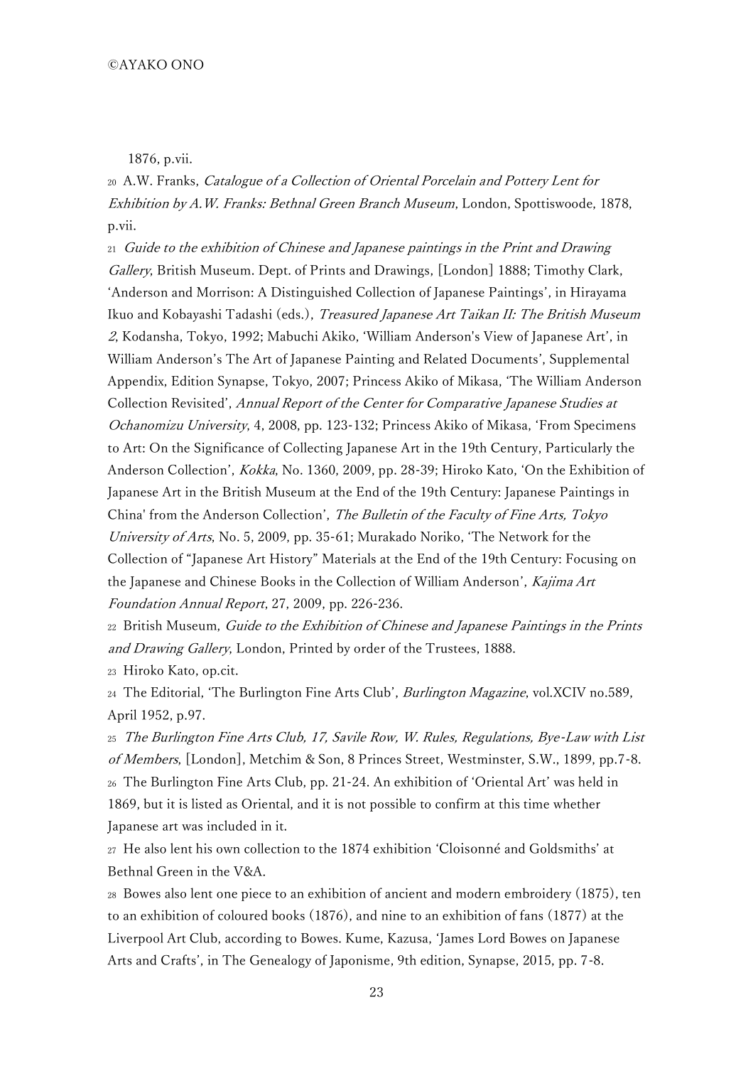1876, p.vii.

[20] A.W. Franks, *Catalogue of a Collection of Oriental Porcelain and Pottery Lent for Exhibition by A.W. Franks: Bethnal Green Branch Museum*, London, Spottiswoode, 1878, p.vii.

[21] *Guide to the exhibition of Chinese and Japanese paintings in the Print and Drawing Gallery*, British Museum. Dept. of Prints and Drawings, [London] 1888; Timothy Clark, 'Anderson and Morrison: A Distinguished Collection of Japanese Paintings', in Hirayama Ikuo and Kobayashi Tadashi (eds.), *Treasured Japanese Art Taikan II: The British Museum 2*, Kodansha, Tokyo, 1992; Mabuchi Akiko, 'William Anderson's View of Japanese Art', in William Anderson's The Art of Japanese Painting and Related Documents', Supplemental Appendix, Edition Synapse, Tokyo, 2007; Princess Akiko of Mikasa, 'The William Anderson Collection Revisited', *Annual Report of the Center for Comparative Japanese Studies at Ochanomizu University*, 4, 2008, pp. 123-132; Princess Akiko of Mikasa, 'From Specimens to Art: On the Significance of Collecting Japanese Art in the 19th Century, Particularly the Anderson Collection', *Kokka*, No. 1360, 2009, pp. 28-39; Hiroko Kato, 'On the Exhibition of Japanese Art in the British Museum at the End of the 19th Century: Japanese Paintings in China' from the Anderson Collection', *The Bulletin of the Faculty of Fine Arts, Tokyo University of Arts*, No. 5, 2009, pp. 35-61; Murakado Noriko, 'The Network for the Collection of "Japanese Art History" Materials at the End of the 19th Century: Focusing on the Japanese and Chinese Books in the Collection of William Anderson', *Kajima Art Foundation Annual Report*, 27, 2009, pp. 226-236.

[22] British Museum, *Guide to the Exhibition of Chinese and Japanese Paintings in the Prints and Drawing Gallery*, London, Printed by order of the Trustees, 1888.

[23] Hiroko Kato, op.cit.

[24] The Editorial, 'The Burlington Fine Arts Club', *Burlington Magazine*, vol.XCIV no.589, April 1952, p.97.

[25] *The Burlington Fine Arts Club, 17, Savile Row, W. Rules, Regulations, Bye-Law with List of Members*, [London], Metchim & Son, 8 Princes Street, Westminster, S.W., 1899, pp.7-8.

[26] The Burlington Fine Arts Club, pp. 21-24. An exhibition of 'Oriental Art' was held in 1869, but it is listed as Oriental, and it is not possible to confirm at this time whether Japanese art was included in it.

[27] He also lent his own collection to the 1874 exhibition 'Cloisonné and Goldsmiths' at Bethnal Green in the V&A.

[28] Bowes also lent one piece to an exhibition of ancient and modern embroidery (1875), ten to an exhibition of coloured books (1876), and nine to an exhibition of fans (1877) at the Liverpool Art Club, according to Bowes. Kume, Kazusa, 'James Lord Bowes on Japanese Arts and Crafts', in The Genealogy of Japonisme, 9th edition, Synapse, 2015, pp. 7-8.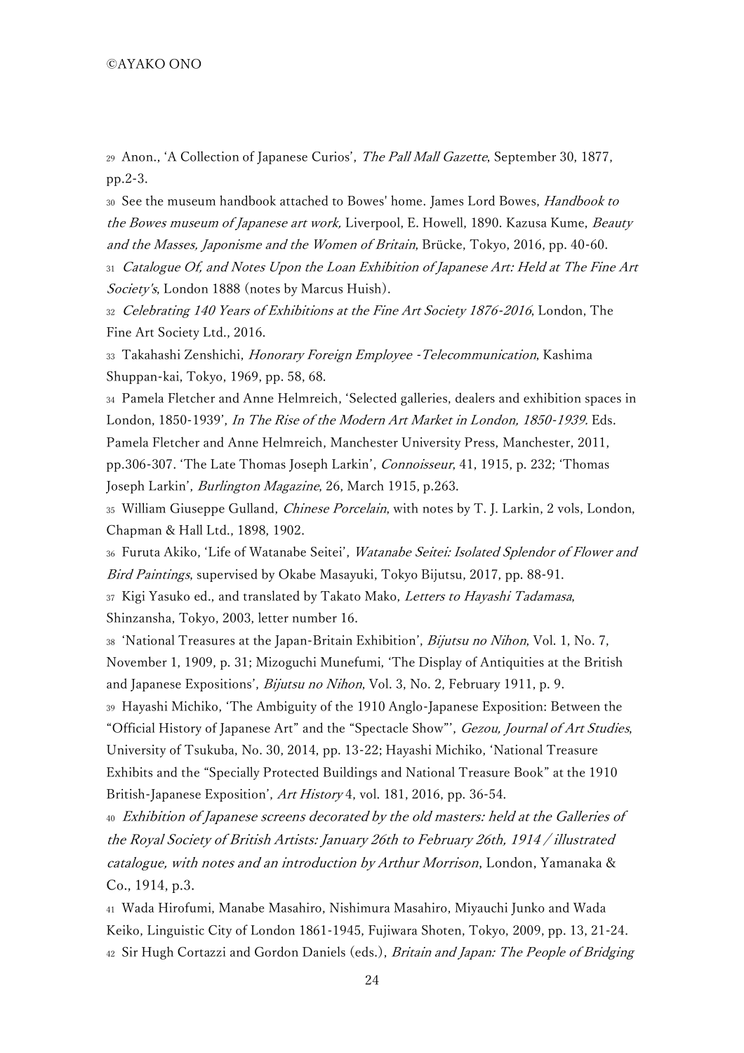29 Anon., 'A Collection of Japanese Curios', *The Pall Mall Gazette*, September 30, 1877, pp.2-3.

30 See the museum handbook attached to Bowes' home. James Lord Bowes, *Handbook to the Bowes museum of Japanese art work,* Liverpool, E. Howell, 1890. Kazusa Kume, *Beauty and the Masses, Japonisme and the Women of Britain*, Brücke, Tokyo, 2016, pp. 40-60.

31 *Catalogue Of, and Notes Upon the Loan Exhibition of Japanese Art: Held at The Fine Art Society's*, London 1888 (notes by Marcus Huish).

32 *Celebrating 140 Years of Exhibitions at the Fine Art Society 1876-2016*, London, The Fine Art Society Ltd., 2016.

33 Takahashi Zenshichi, *Honorary Foreign Employee -Telecommunication*, Kashima Shuppan-kai, Tokyo, 1969, pp. 58, 68.

34 Pamela Fletcher and Anne Helmreich, 'Selected galleries, dealers and exhibition spaces in London, 1850-1939', *In The Rise of the Modern Art Market in London, 1850-1939.* Eds. Pamela Fletcher and Anne Helmreich, Manchester University Press, Manchester, 2011, pp.306-307. 'The Late Thomas Joseph Larkin', *Connoisseur*, 41, 1915, p. 232; 'Thomas Joseph Larkin', *Burlington Magazine*, 26, March 1915, p.263.

35 William Giuseppe Gulland, *Chinese Porcelain*, with notes by T. J. Larkin, 2 vols, London, Chapman & Hall Ltd., 1898, 1902.

36 Furuta Akiko, 'Life of Watanabe Seitei', *Watanabe Seitei: Isolated Splendor of Flower and Bird Paintings*, supervised by Okabe Masayuki, Tokyo Bijutsu, 2017, pp. 88-91.

37 Kigi Yasuko ed., and translated by Takato Mako, *Letters to Hayashi Tadamasa*, Shinzansha, Tokyo, 2003, letter number 16.

38 'National Treasures at the Japan-Britain Exhibition', *Bijutsu no Nihon*, Vol. 1, No. 7, November 1, 1909, p. 31; Mizoguchi Munefumi, 'The Display of Antiquities at the British and Japanese Expositions', *Bijutsu no Nihon*, Vol. 3, No. 2, February 1911, p. 9.

39 Hayashi Michiko, 'The Ambiguity of the 1910 Anglo-Japanese Exposition: Between the "Official History of Japanese Art" and the "Spectacle Show"', *Gezou, Journal of Art Studies*, University of Tsukuba, No. 30, 2014, pp. 13-22; Hayashi Michiko, 'National Treasure Exhibits and the "Specially Protected Buildings and National Treasure Book" at the 1910 British-Japanese Exposition', *Art History* 4, vol. 181, 2016, pp. 36-54.

40 *Exhibition of Japanese screens decorated by the old masters: held at the Galleries of the Royal Society of British Artists: January 26th to February 26th, 1914 / illustrated catalogue, with notes and an introduction by Arthur Morrison*, London, Yamanaka & Co., 1914, p.3.

41 Wada Hirofumi, Manabe Masahiro, Nishimura Masahiro, Miyauchi Junko and Wada Keiko, Linguistic City of London 1861-1945, Fujiwara Shoten, Tokyo, 2009, pp. 13, 21-24.

42 Sir Hugh Cortazzi and Gordon Daniels (eds.), *Britain and Japan: The People of Bridging*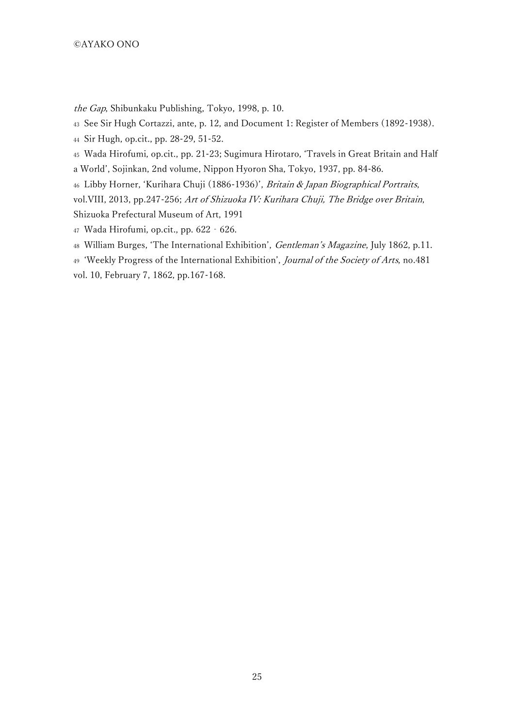*the Gap*, Shibunkaku Publishing, Tokyo, 1998, p. 10.

43 See Sir Hugh Cortazzi, ante, p. 12, and Document 1: Register of Members (1892-1938).

44 Sir Hugh, op.cit., pp. 28-29, 51-52.

45 Wada Hirofumi, op.cit., pp. 21-23; Sugimura Hirotaro, 'Travels in Great Britain and Half a World', Sojinkan, 2nd volume, Nippon Hyoron Sha, Tokyo, 1937, pp. 84-86.

46 Libby Horner, 'Kurihara Chuji (1886-1936)', *Britain & Japan Biographical Portraits*, vol.VIII, 2013, pp.247-256; *Art of Shizuoka IV: Kurihara Chuji, The Bridge over Britain*, Shizuoka Prefectural Museum of Art, 1991

47 Wada Hirofumi, op.cit., pp. 622 - 626.

48 William Burges, 'The International Exhibition', *Gentleman's Magazine*, July 1862, p.11.

49 'Weekly Progress of the International Exhibition', *Journal of the Society of Arts*, no.481 vol. 10, February 7, 1862, pp.167-168.